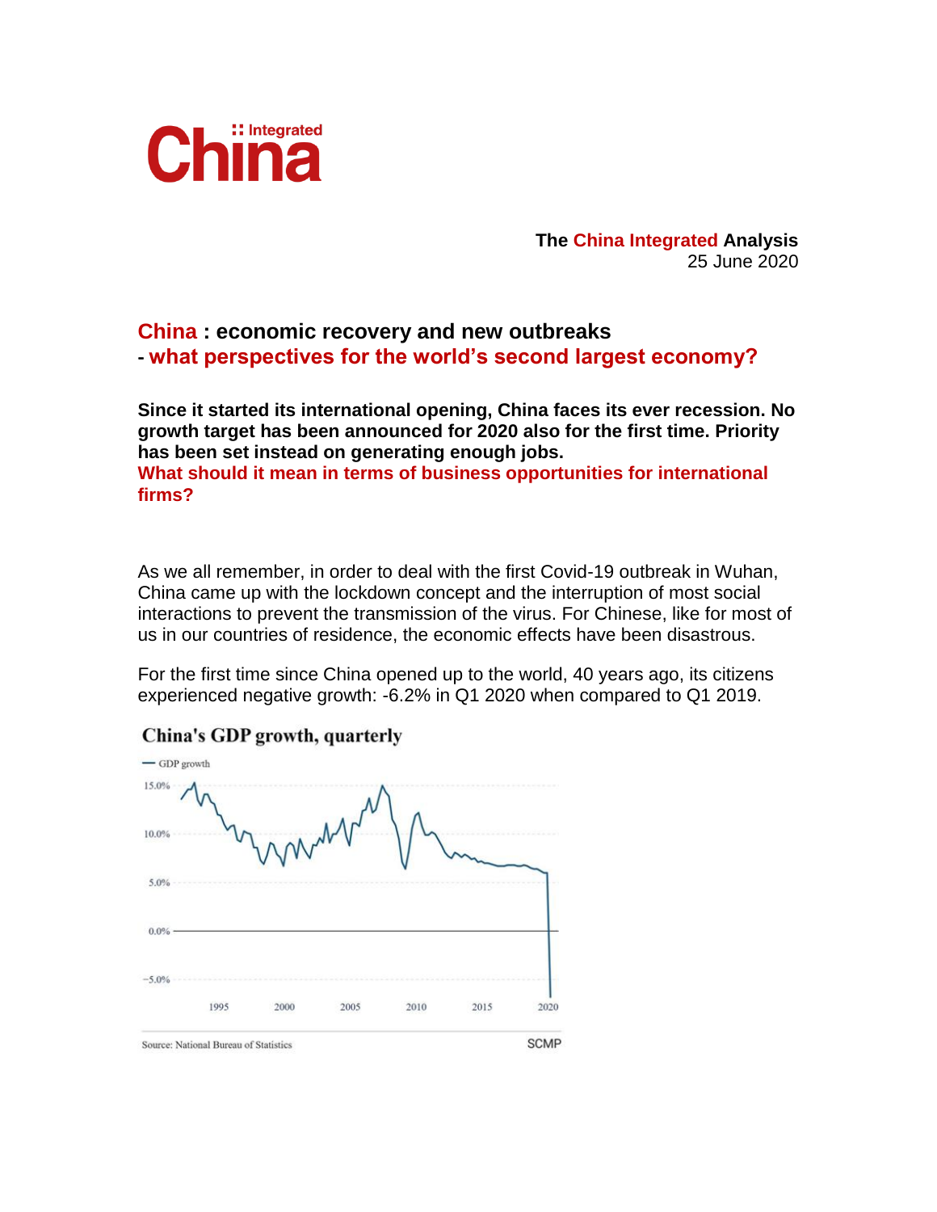China :: Integrated

**The China Integrated Analysis**
25 June 2020

# China : economic recovery and new outbreaks
## - what perspectives for the world's second largest economy?

**Since it started its international opening, China faces its ever recession. No growth target has been announced for 2020 also for the first time. Priority has been set instead on generating enough jobs.**
**What should it mean in terms of business opportunities for international firms?**

As we all remember, in order to deal with the first Covid-19 outbreak in Wuhan, China came up with the lockdown concept and the interruption of most social interactions to prevent the transmission of the virus. For Chinese, like for most of us in our countries of residence, the economic effects have been disastrous.

For the first time since China opened up to the world, 40 years ago, its citizens experienced negative growth: -6.2% in Q1 2020 when compared to Q1 2019.

China's GDP growth, quarterly

GDP growth

15.0%
10.0%
5.0%
0.0%
−5.0%

1995 2000 2005 2010 2015 2020

Source: National Bureau of Statistics

SCMP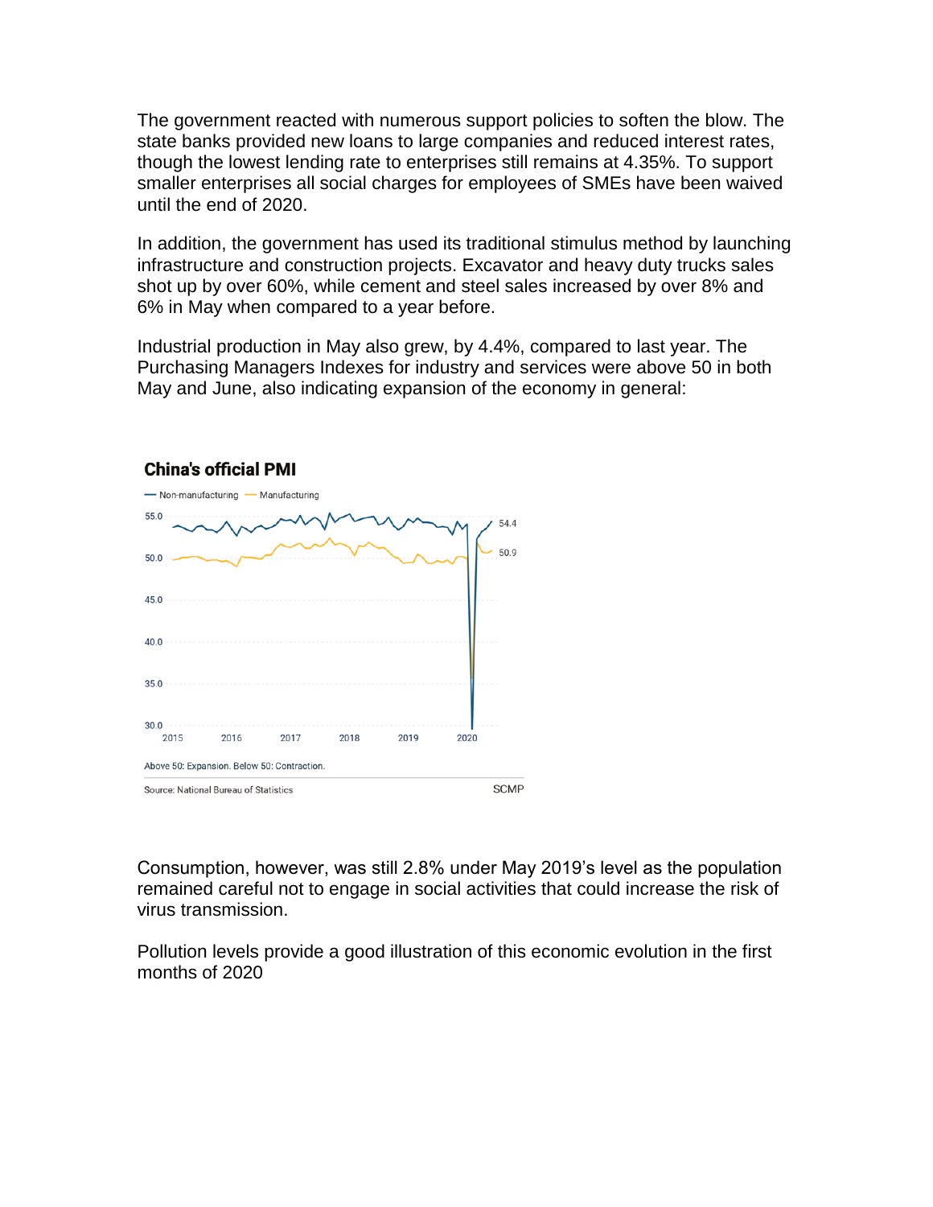The government reacted with numerous support policies to soften the blow. The state banks provided new loans to large companies and reduced interest rates, though the lowest lending rate to enterprises still remains at 4.35%. To support smaller enterprises all social charges for employees of SMEs have been waived until the end of 2020.

In addition, the government has used its traditional stimulus method by launching infrastructure and construction projects. Excavator and heavy duty trucks sales shot up by over 60%, while cement and steel sales increased by over 8% and 6% in May when compared to a year before.

Industrial production in May also grew, by 4.4%, compared to last year. The Purchasing Managers Indexes for industry and services were above 50 in both May and June, also indicating expansion of the economy in general:

**China's official PMI**

Above 50: Expansion. Below 50: Contraction.

Source: National Bureau of Statistics SCMP

Consumption, however, was still 2.8% under May 2019's level as the population remained careful not to engage in social activities that could increase the risk of virus transmission.

Pollution levels provide a good illustration of this economic evolution in the first months of 2020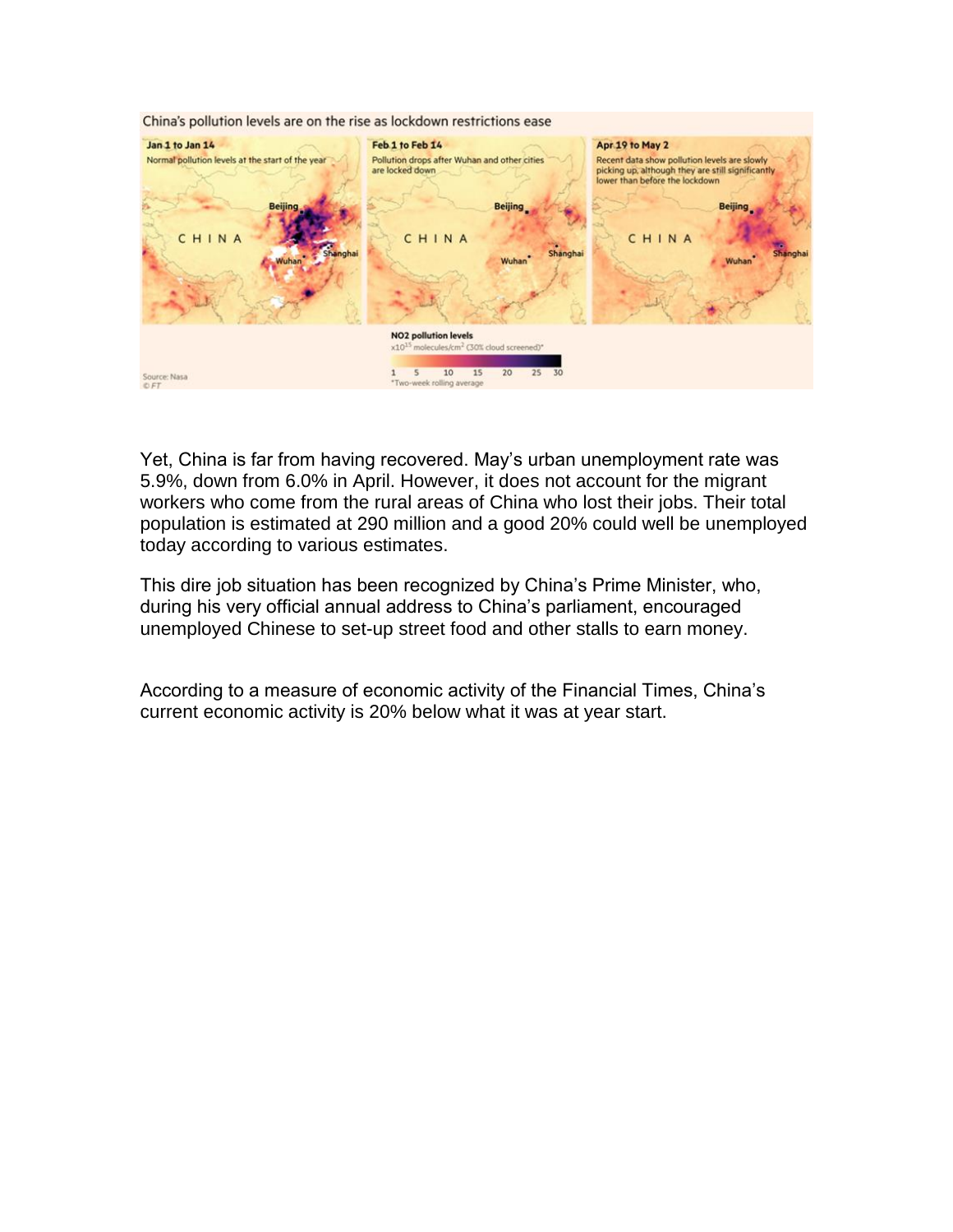China's pollution levels are on the rise as lockdown restrictions ease

Jan 1 to Jan 14

Normal pollution levels at the start of the year

Feb 1 to Feb 14

Pollution drops after Wuhan and other cities are locked down

Apr 19 to May 2

Recent data show pollution levels are slowly picking up, although they are still significantly lower than before the lockdown

Beijing

CHINA

Wuhan

Shanghai

$NO_2$ pollution levels

$x10^{15}$ molecules/cm$^2$ (30% cloud screened)*

1 5 10 15 20 25 30

*Two-week rolling average

Source: Nasa
© FT

Yet, China is far from having recovered. May's urban unemployment rate was 5.9%, down from 6.0% in April. However, it does not account for the migrant workers who come from the rural areas of China who lost their jobs. Their total population is estimated at 290 million and a good 20% could well be unemployed today according to various estimates.

This dire job situation has been recognized by China's Prime Minister, who, during his very official annual address to China's parliament, encouraged unemployed Chinese to set-up street food and other stalls to earn money.

According to a measure of economic activity of the Financial Times, China's current economic activity is 20% below what it was at year start.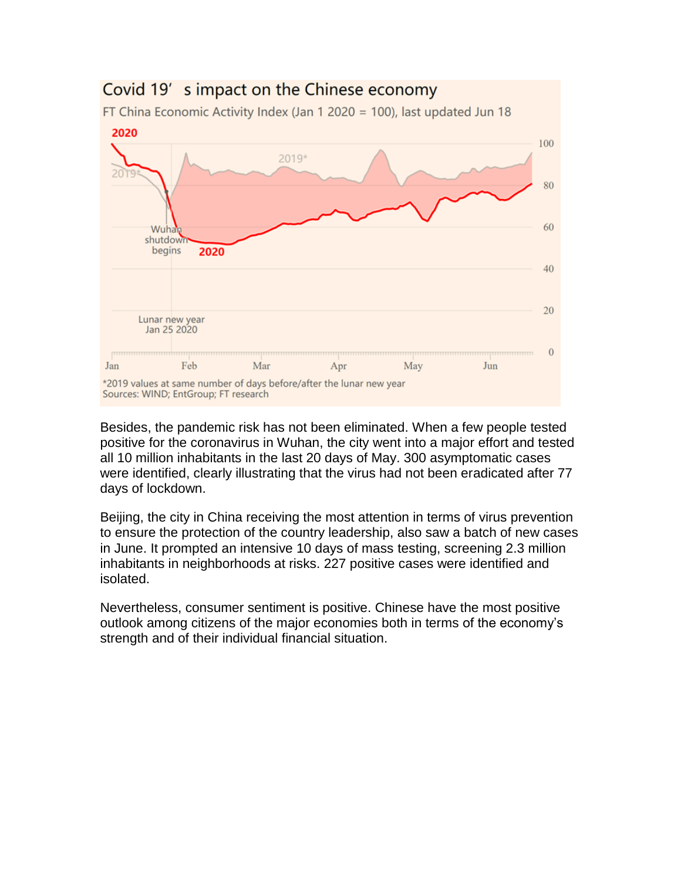Covid 19's impact on the Chinese economy

FT China Economic Activity Index (Jan 1 2020 = 100), last updated Jun 18

2020

2019*

2019*

Wuhan shutdown begins

2020

Lunar new year Jan 25 2020

100
80
60
40
20
0

Jan Feb Mar Apr May Jun

*2019 values at same number of days before/after the lunar new year

Sources: WIND; EntGroup; FT research

Besides, the pandemic risk has not been eliminated. When a few people tested positive for the coronavirus in Wuhan, the city went into a major effort and tested all 10 million inhabitants in the last 20 days of May. 300 asymptomatic cases were identified, clearly illustrating that the virus had not been eradicated after 77 days of lockdown.

Beijing, the city in China receiving the most attention in terms of virus prevention to ensure the protection of the country leadership, also saw a batch of new cases in June. It prompted an intensive 10 days of mass testing, screening 2.3 million inhabitants in neighborhoods at risks. 227 positive cases were identified and isolated.

Nevertheless, consumer sentiment is positive. Chinese have the most positive outlook among citizens of the major economies both in terms of the economy's strength and of their individual financial situation.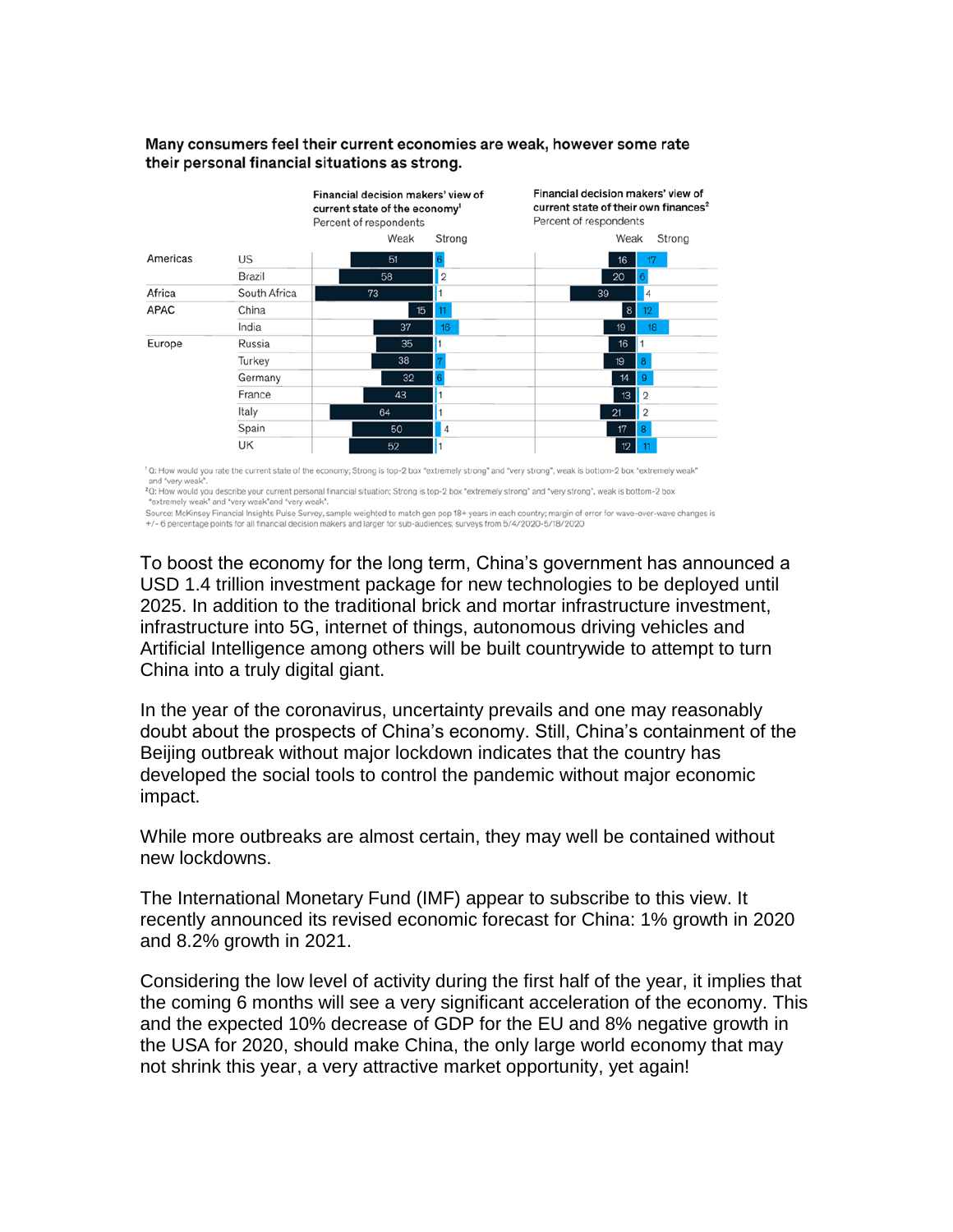**Many consumers feel their current economies are weak, however some rate their personal financial situations as strong.**

Financial decision makers' view of current state of the economy[1]
Percent of respondents
Weak Strong

Financial decision makers' view of current state of their own finances[2]
Percent of respondents
Weak Strong

Americas
US 51 6 16 17
Brazil 58 2 20 6
Africa
South Africa 73 1 39 4
APAC
China 15 11 8 12
India 37 16 19 18
Europe
Russia 35 1 16 1
Turkey 38 7 19 8
Germany 32 6 14 9
France 43 1 13 2
Italy 64 1 21 2
Spain 50 4 17 8
UK 52 1 12 11

[1] Q: How would you rate the current state of the economy; Strong is top-2 box "extremely strong" and "very strong", weak is bottom-2 box "extremely weak" and "very weak".
[2] Q: How would you describe your current personal financial situation; Strong is top-2 box "extremely strong" and "very strong", weak is bottom-2 box "extremely weak" and "very weak"and "very weak".
Source: McKinsey Financial Insights Pulse Survey, sample weighted to match gen pop 18+ years in each country; margin of error for wave-over-wave changes is +/- 6 percentage points for all financial decision makers and larger for sub-audiences; surveys from 5/4/2020-5/18/2020

To boost the economy for the long term, China's government has announced a USD 1.4 trillion investment package for new technologies to be deployed until 2025. In addition to the traditional brick and mortar infrastructure investment, infrastructure into 5G, internet of things, autonomous driving vehicles and Artificial Intelligence among others will be built countrywide to attempt to turn China into a truly digital giant.

In the year of the coronavirus, uncertainty prevails and one may reasonably doubt about the prospects of China's economy. Still, China's containment of the Beijing outbreak without major lockdown indicates that the country has developed the social tools to control the pandemic without major economic impact.

While more outbreaks are almost certain, they may well be contained without new lockdowns.

The International Monetary Fund (IMF) appear to subscribe to this view. It recently announced its revised economic forecast for China: 1% growth in 2020 and 8.2% growth in 2021.

Considering the low level of activity during the first half of the year, it implies that the coming 6 months will see a very significant acceleration of the economy. This and the expected 10% decrease of GDP for the EU and 8% negative growth in the USA for 2020, should make China, the only large world economy that may not shrink this year, a very attractive market opportunity, yet again!